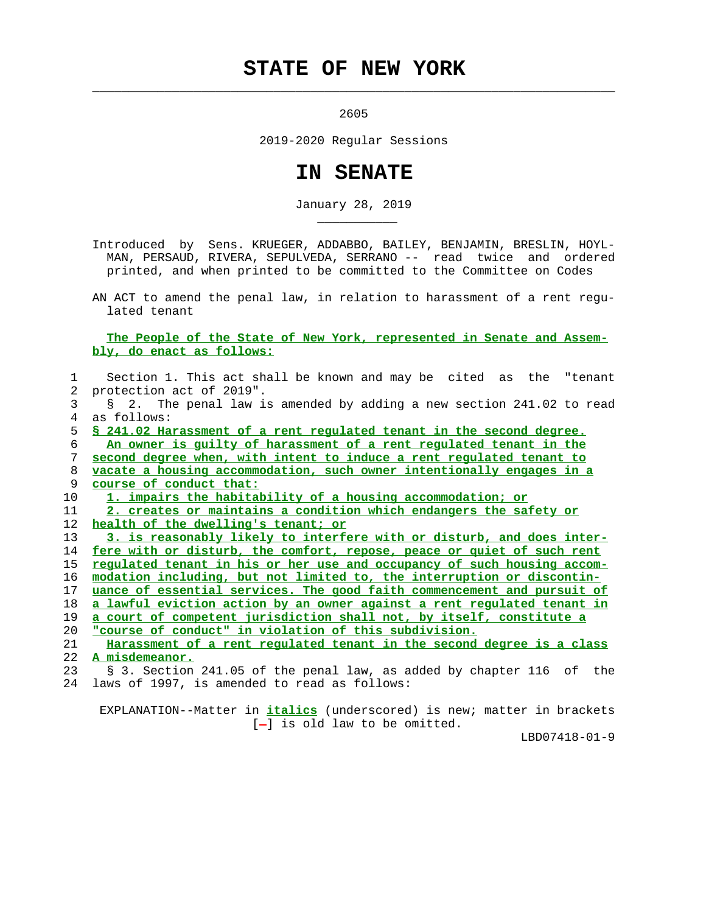# STATE OF NEW YORK

2605

2019-2020 Regular Sessions

# IN SENATE

January 28, 2019

Introduced by Sens. KRUEGER, ADDABBO, BAILEY, BENJAMIN, BRESLIN, HOYLMAN, PERSAUD, RIVERA, SEPULVEDA, SERRANO -- read twice and ordered printed, and when printed to be committed to the Committee on Codes

AN ACT to amend the penal law, in relation to harassment of a rent regulated tenant

**The People of the State of New York, represented in Senate and Assembly, do enact as follows:**

Section 1. This act shall be known and may be cited as the "tenant protection act of 2019".

§ 2. The penal law is amended by adding a new section 241.02 to read as follows:

**§ 241.02 Harassment of a rent regulated tenant in the second degree.**

**An owner is guilty of harassment of a rent regulated tenant in the second degree when, with intent to induce a rent regulated tenant to vacate a housing accommodation, such owner intentionally engages in a course of conduct that:**

**1. impairs the habitability of a housing accommodation; or**

**2. creates or maintains a condition which endangers the safety or health of the dwelling's tenant; or**

**3. is reasonably likely to interfere with or disturb, and does interfere with or disturb, the comfort, repose, peace or quiet of such rent regulated tenant in his or her use and occupancy of such housing accommodation including, but not limited to, the interruption or discontinuance of essential services. The good faith commencement and pursuit of a lawful eviction action by an owner against a rent regulated tenant in a court of competent jurisdiction shall not, by itself, constitute a "course of conduct" in violation of this subdivision.**

**Harassment of a rent regulated tenant in the second degree is a class A misdemeanor.**

§ 3. Section 241.05 of the penal law, as added by chapter 116 of the laws of 1997, is amended to read as follows:

EXPLANATION--Matter in *italics* (underscored) is new; matter in brackets [-] is old law to be omitted.

LBD07418-01-9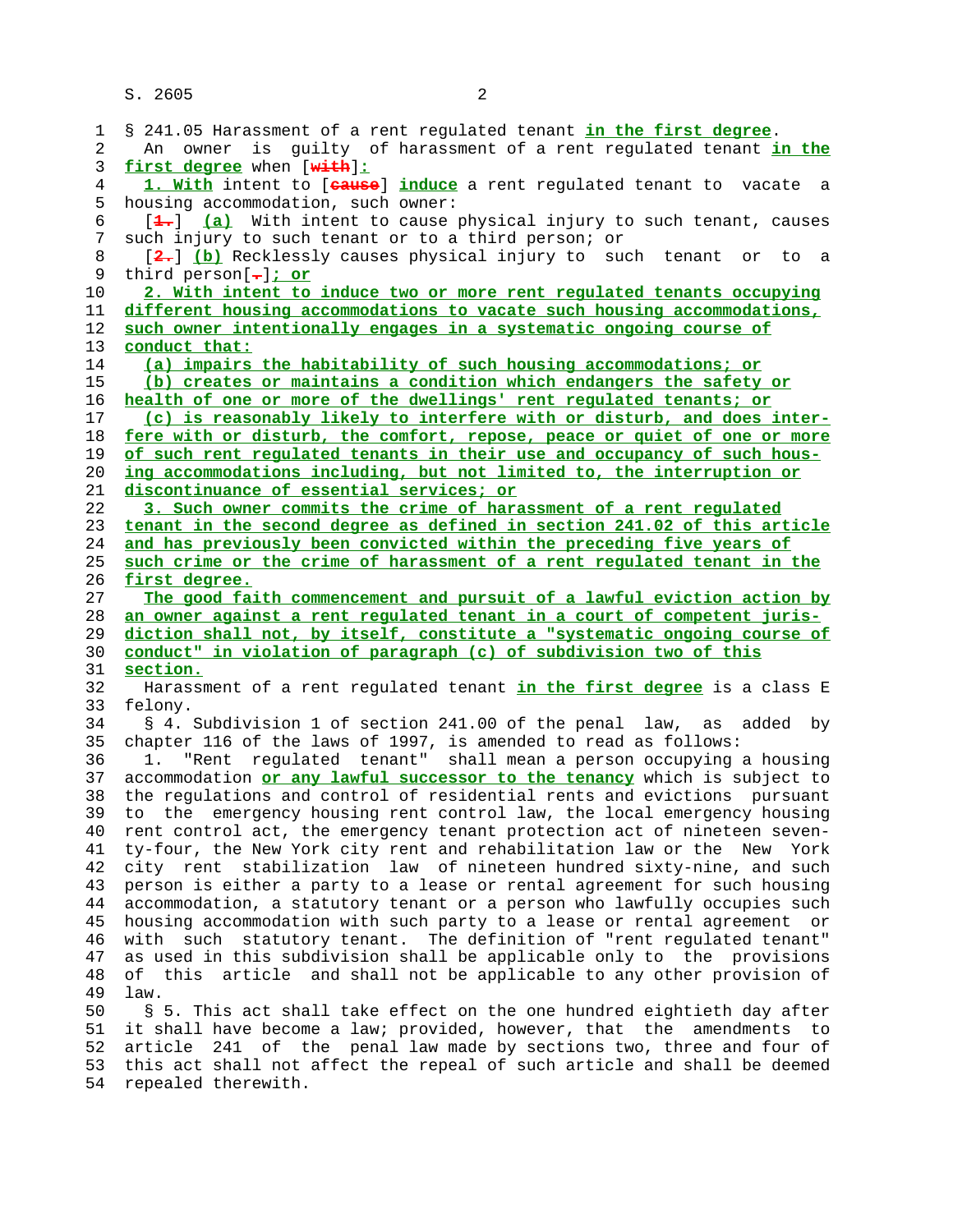§ 241.05 Harassment of a rent regulated tenant **in the first degree**.
An owner is guilty of harassment of a rent regulated tenant **in the first degree** when [~~with~~]**:**

**1. With** intent to [~~cause~~] **induce** a rent regulated tenant to vacate a housing accommodation, such owner:

[~~1.~~] **(a)** With intent to cause physical injury to such tenant, causes such injury to such tenant or to a third person; or

[~~2.~~] **(b)** Recklessly causes physical injury to such tenant or to a third person[~~.~~]**; or**

**2. With intent to induce two or more rent regulated tenants occupying different housing accommodations to vacate such housing accommodations, such owner intentionally engages in a systematic ongoing course of conduct that:**

**(a) impairs the habitability of such housing accommodations; or**

**(b) creates or maintains a condition which endangers the safety or health of one or more of the dwellings' rent regulated tenants; or**

**(c) is reasonably likely to interfere with or disturb, and does interfere with or disturb, the comfort, repose, peace or quiet of one or more of such rent regulated tenants in their use and occupancy of such housing accommodations including, but not limited to, the interruption or discontinuance of essential services; or**

**3. Such owner commits the crime of harassment of a rent regulated tenant in the second degree as defined in section 241.02 of this article and has previously been convicted within the preceding five years of such crime or the crime of harassment of a rent regulated tenant in the first degree.**

**The good faith commencement and pursuit of a lawful eviction action by an owner against a rent regulated tenant in a court of competent jurisdiction shall not, by itself, constitute a "systematic ongoing course of conduct" in violation of paragraph (c) of subdivision two of this section.**

Harassment of a rent regulated tenant **in the first degree** is a class E felony.

§ 4. Subdivision 1 of section 241.00 of the penal law, as added by chapter 116 of the laws of 1997, is amended to read as follows:

1. "Rent regulated tenant" shall mean a person occupying a housing accommodation **or any lawful successor to the tenancy** which is subject to the regulations and control of residential rents and evictions pursuant to the emergency housing rent control law, the local emergency housing rent control act, the emergency tenant protection act of nineteen seventy-four, the New York city rent and rehabilitation law or the New York city rent stabilization law of nineteen hundred sixty-nine, and such person is either a party to a lease or rental agreement for such housing accommodation, a statutory tenant or a person who lawfully occupies such housing accommodation with such party to a lease or rental agreement or with such statutory tenant. The definition of "rent regulated tenant" as used in this subdivision shall be applicable only to the provisions of this article and shall not be applicable to any other provision of law.

§ 5. This act shall take effect on the one hundred eightieth day after it shall have become a law; provided, however, that the amendments to article 241 of the penal law made by sections two, three and four of this act shall not affect the repeal of such article and shall be deemed repealed therewith.